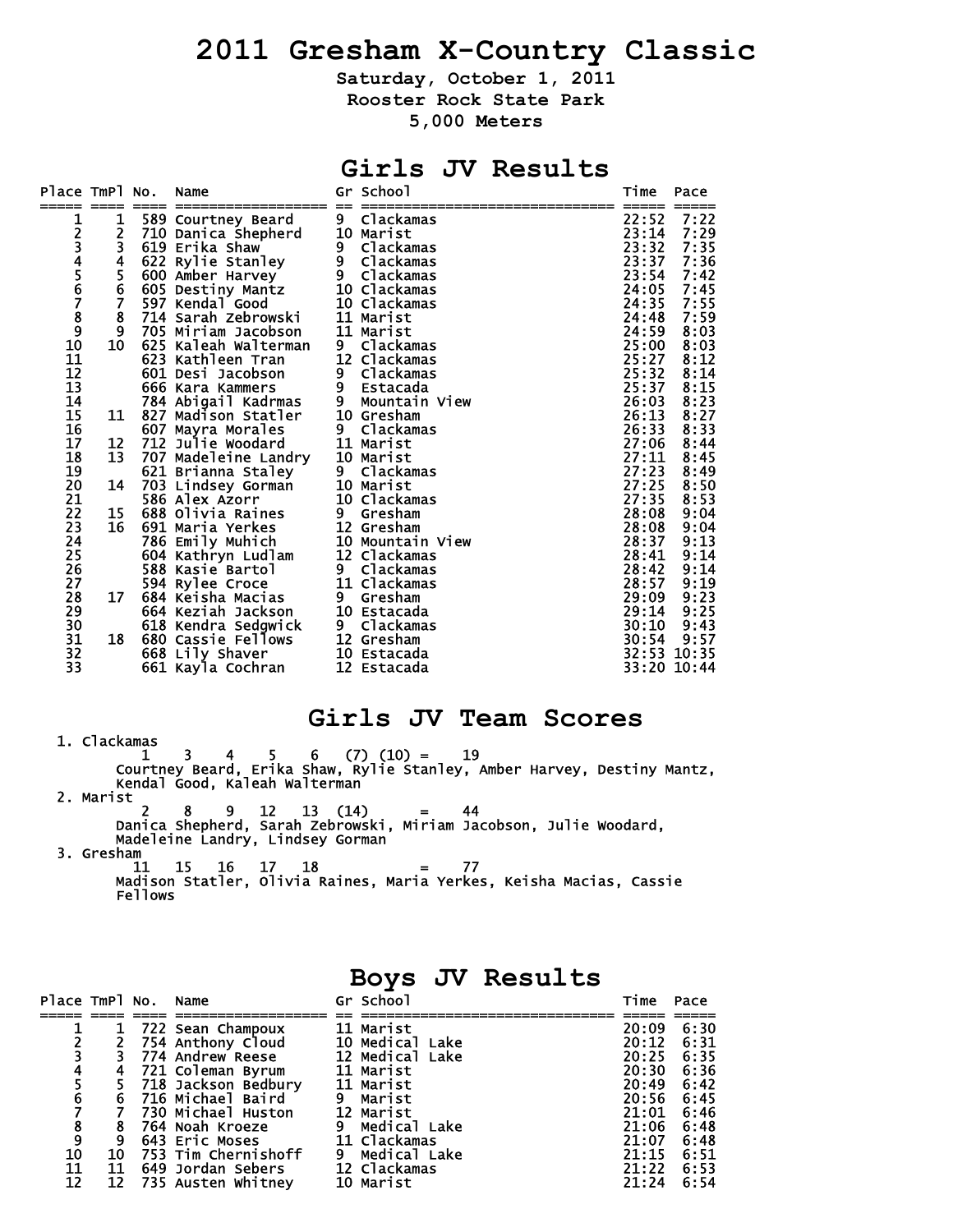# 2011 Gresham X-Country Classic

**Saturday, October 1, 2011**

**Rooster Rock State Park**

**5,000 Meters**

## Girls JV Results

| Place | TmPl | No. | Name | Gr | School | Time | Pace |
|---|---|---|---|---|---|---|---|
| 1 | 1 | 589 | Courtney Beard | 9 | Clackamas | 22:52 | 7:22 |
| 2 | 2 | 710 | Danica Shepherd | 10 | Marist | 23:14 | 7:29 |
| 3 | 3 | 619 | Erika Shaw | 9 | Clackamas | 23:32 | 7:35 |
| 4 | 4 | 622 | Rylie Stanley | 9 | Clackamas | 23:37 | 7:36 |
| 5 | 5 | 600 | Amber Harvey | 9 | Clackamas | 23:54 | 7:42 |
| 6 | 6 | 605 | Destiny Mantz | 10 | Clackamas | 24:05 | 7:45 |
| 7 | 7 | 597 | Kendal Good | 10 | Clackamas | 24:35 | 7:55 |
| 8 | 8 | 714 | Sarah Zebrowski | 11 | Marist | 24:48 | 7:59 |
| 9 | 9 | 705 | Miriam Jacobson | 11 | Marist | 24:59 | 8:03 |
| 10 | 10 | 625 | Kaleah Walterman | 9 | Clackamas | 25:00 | 8:03 |
| 11 | | 623 | Kathleen Tran | 12 | Clackamas | 25:27 | 8:12 |
| 12 | | 601 | Desi Jacobson | 9 | Clackamas | 25:32 | 8:14 |
| 13 | | 666 | Kara Kammers | 9 | Estacada | 25:37 | 8:15 |
| 14 | | 784 | Abigail Kadrmas | 9 | Mountain View | 26:03 | 8:23 |
| 15 | 11 | 827 | Madison Statler | 10 | Gresham | 26:13 | 8:27 |
| 16 | | 607 | Mayra Morales | 9 | Clackamas | 26:33 | 8:33 |
| 17 | 12 | 712 | Julie Woodard | 11 | Marist | 27:06 | 8:44 |
| 18 | 13 | 707 | Madeleine Landry | 10 | Marist | 27:11 | 8:45 |
| 19 | | 621 | Brianna Staley | 9 | Clackamas | 27:23 | 8:49 |
| 20 | 14 | 703 | Lindsey Gorman | 10 | Marist | 27:25 | 8:50 |
| 21 | | 586 | Alex Azorr | 10 | Clackamas | 27:35 | 8:53 |
| 22 | 15 | 688 | Olivia Raines | 9 | Gresham | 28:08 | 9:04 |
| 23 | 16 | 691 | Maria Yerkes | 12 | Gresham | 28:08 | 9:04 |
| 24 | | 786 | Emily Muhich | 10 | Mountain View | 28:37 | 9:13 |
| 25 | | 604 | Kathryn Ludlam | 12 | Clackamas | 28:41 | 9:14 |
| 26 | | 588 | Kasie Bartol | 9 | Clackamas | 28:42 | 9:14 |
| 27 | | 594 | Rylee Croce | 11 | Clackamas | 28:57 | 9:19 |
| 28 | 17 | 684 | Keisha Macias | 9 | Gresham | 29:09 | 9:23 |
| 29 | | 664 | Keziah Jackson | 10 | Estacada | 29:14 | 9:25 |
| 30 | | 618 | Kendra Sedgwick | 9 | Clackamas | 30:10 | 9:43 |
| 31 | 18 | 680 | Cassie Fellows | 12 | Gresham | 30:54 | 9:57 |
| 32 | | 668 | Lily Shaver | 10 | Estacada | 32:53 | 10:35 |
| 33 | | 661 | Kayla Cochran | 12 | Estacada | 33:20 | 10:44 |

## Girls JV Team Scores

1. Clackamas
   1 3 4 5 6 (7) (10) = 19
   Courtney Beard, Erika Shaw, Rylie Stanley, Amber Harvey, Destiny Mantz, Kendal Good, Kaleah Walterman
2. Marist
   2 8 9 12 13 (14) = 44
   Danica Shepherd, Sarah Zebrowski, Miriam Jacobson, Julie Woodard, Madeleine Landry, Lindsey Gorman
3. Gresham
   11 15 16 17 18 = 77
   Madison Statler, Olivia Raines, Maria Yerkes, Keisha Macias, Cassie Fellows

## Boys JV Results

| Place | TmPl | No. | Name | Gr | School | Time | Pace |
|---|---|---|---|---|---|---|---|
| 1 | 1 | 722 | Sean Champoux | 11 | Marist | 20:09 | 6:30 |
| 2 | 2 | 754 | Anthony Cloud | 10 | Medical Lake | 20:12 | 6:31 |
| 3 | 3 | 774 | Andrew Reese | 12 | Medical Lake | 20:25 | 6:35 |
| 4 | 4 | 721 | Coleman Byrum | 11 | Marist | 20:30 | 6:36 |
| 5 | 5 | 718 | Jackson Bedbury | 11 | Marist | 20:49 | 6:42 |
| 6 | 6 | 716 | Michael Baird | 9 | Marist | 20:56 | 6:45 |
| 7 | 7 | 730 | Michael Huston | 12 | Marist | 21:01 | 6:46 |
| 8 | 8 | 764 | Noah Kroeze | 9 | Medical Lake | 21:06 | 6:48 |
| 9 | 9 | 643 | Eric Moses | 11 | Clackamas | 21:07 | 6:48 |
| 10 | 10 | 753 | Tim Chernishoff | 9 | Medical Lake | 21:15 | 6:51 |
| 11 | 11 | 649 | Jordan Sebers | 12 | Clackamas | 21:22 | 6:53 |
| 12 | 12 | 735 | Austen Whitney | 10 | Marist | 21:24 | 6:54 |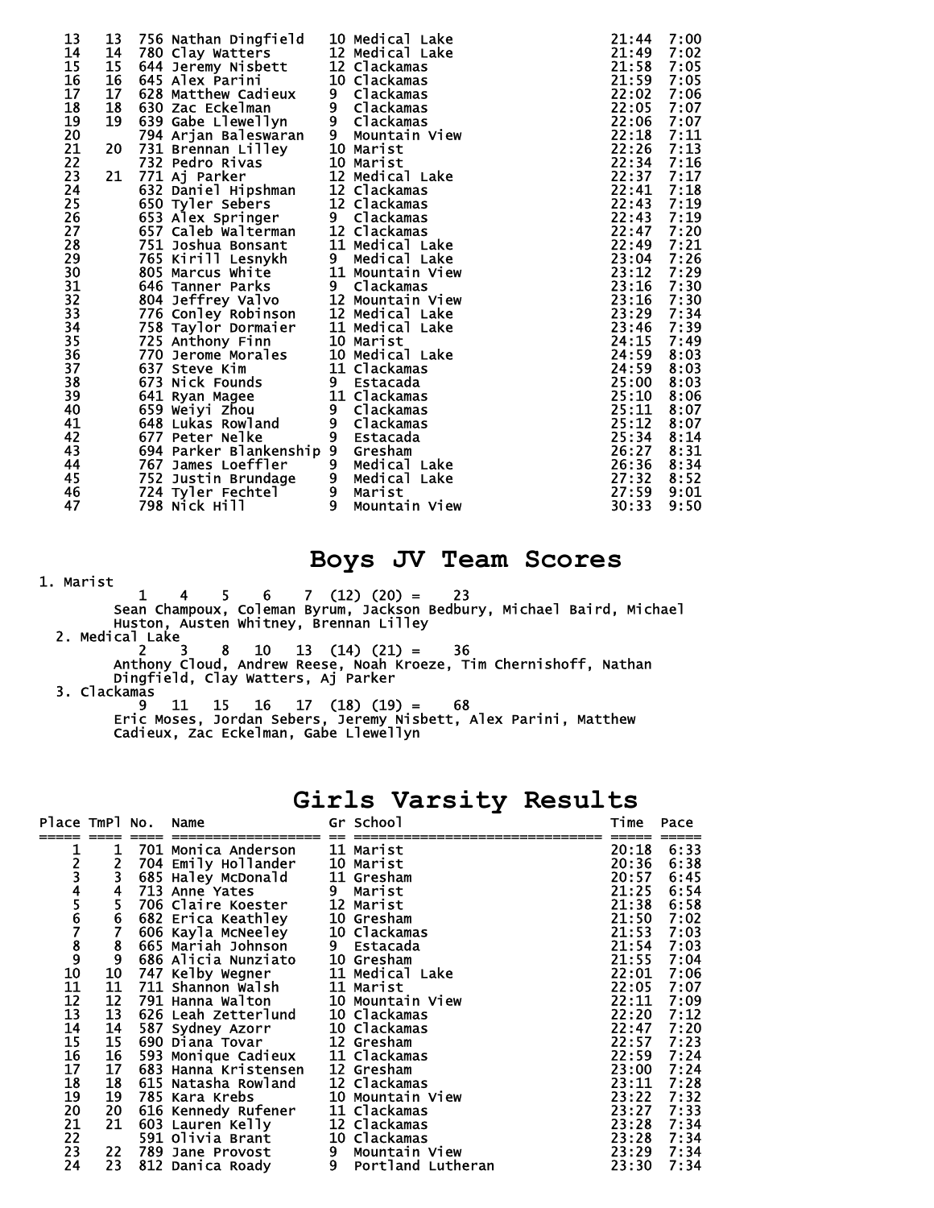| Place | TmPl | No. | Name | Gr | School | Time | Pace |
|---|---|---|---|---|---|---|---|
| 13 | 13 | 756 | Nathan Dingfield | 10 | Medical Lake | 21:44 | 7:00 |
| 14 | 14 | 780 | Clay Watters | 12 | Medical Lake | 21:49 | 7:02 |
| 15 | 15 | 644 | Jeremy Nisbett | 12 | Clackamas | 21:58 | 7:05 |
| 16 | 16 | 645 | Alex Parini | 10 | Clackamas | 21:59 | 7:05 |
| 17 | 17 | 628 | Matthew Cadieux | 9 | Clackamas | 22:02 | 7:06 |
| 18 | 18 | 630 | Zac Eckelman | 9 | Clackamas | 22:05 | 7:07 |
| 19 | 19 | 639 | Gabe Llewellyn | 9 | Clackamas | 22:06 | 7:07 |
| 20 | | 794 | Arjan Baleswaran | 9 | Mountain View | 22:18 | 7:11 |
| 21 | 20 | 731 | Brennan Lilley | 10 | Marist | 22:26 | 7:13 |
| 22 | | 732 | Pedro Rivas | 10 | Marist | 22:34 | 7:16 |
| 23 | 21 | 771 | Aj Parker | 12 | Medical Lake | 22:37 | 7:17 |
| 24 | | 632 | Daniel Hipshman | 12 | Clackamas | 22:41 | 7:18 |
| 25 | | 650 | Tyler Sebers | 12 | Clackamas | 22:43 | 7:19 |
| 26 | | 653 | Alex Springer | 9 | Clackamas | 22:43 | 7:19 |
| 27 | | 657 | Caleb Walterman | 12 | Clackamas | 22:47 | 7:20 |
| 28 | | 751 | Joshua Bonsant | 11 | Medical Lake | 22:49 | 7:21 |
| 29 | | 765 | Kirill Lesnykh | 9 | Medical Lake | 23:04 | 7:26 |
| 30 | | 805 | Marcus White | 11 | Mountain View | 23:12 | 7:29 |
| 31 | | 646 | Tanner Parks | 9 | Clackamas | 23:16 | 7:30 |
| 32 | | 804 | Jeffrey Valvo | 12 | Mountain View | 23:16 | 7:30 |
| 33 | | 776 | Conley Robinson | 12 | Medical Lake | 23:29 | 7:34 |
| 34 | | 758 | Taylor Dormaier | 11 | Medical Lake | 23:46 | 7:39 |
| 35 | | 725 | Anthony Finn | 10 | Marist | 24:15 | 7:49 |
| 36 | | 770 | Jerome Morales | 10 | Medical Lake | 24:59 | 8:03 |
| 37 | | 637 | Steve Kim | 11 | Clackamas | 24:59 | 8:03 |
| 38 | | 673 | Nick Founds | 9 | Estacada | 25:00 | 8:03 |
| 39 | | 641 | Ryan Magee | 11 | Clackamas | 25:10 | 8:06 |
| 40 | | 659 | Weiyi Zhou | 9 | Clackamas | 25:11 | 8:07 |
| 41 | | 648 | Lukas Rowland | 9 | Clackamas | 25:12 | 8:07 |
| 42 | | 677 | Peter Nelke | 9 | Estacada | 25:34 | 8:14 |
| 43 | | 694 | Parker Blankenship | 9 | Gresham | 26:27 | 8:31 |
| 44 | | 767 | James Loeffler | 9 | Medical Lake | 26:36 | 8:34 |
| 45 | | 752 | Justin Brundage | 9 | Medical Lake | 27:32 | 8:52 |
| 46 | | 724 | Tyler Fechtel | 9 | Marist | 27:59 | 9:01 |
| 47 | | 798 | Nick Hill | 9 | Mountain View | 30:33 | 9:50 |

# Boys JV Team Scores

1. Marist
   1 4 5 6 7 (12) (20) = 23
   Sean Champoux, Coleman Byrum, Jackson Bedbury, Michael Baird, Michael Huston, Austen Whitney, Brennan Lilley
2. Medical Lake
   2 3 8 10 13 (14) (21) = 36
   Anthony Cloud, Andrew Reese, Noah Kroeze, Tim Chernishoff, Nathan Dingfield, Clay Watters, Aj Parker
3. Clackamas
   9 11 15 16 17 (18) (19) = 68
   Eric Moses, Jordan Sebers, Jeremy Nisbett, Alex Parini, Matthew Cadieux, Zac Eckelman, Gabe Llewellyn

# Girls Varsity Results

| Place | TmPl | No. | Name | Gr | School | Time | Pace |
|---|---|---|---|---|---|---|---|
| 1 | 1 | 701 | Monica Anderson | 11 | Marist | 20:18 | 6:33 |
| 2 | 2 | 704 | Emily Hollander | 10 | Marist | 20:36 | 6:38 |
| 3 | 3 | 685 | Haley McDonald | 11 | Gresham | 20:57 | 6:45 |
| 4 | 4 | 713 | Anne Yates | 9 | Marist | 21:25 | 6:54 |
| 5 | 5 | 706 | Claire Koester | 12 | Marist | 21:38 | 6:58 |
| 6 | 6 | 682 | Erica Keathley | 10 | Gresham | 21:50 | 7:02 |
| 7 | 7 | 606 | Kayla McNeeley | 10 | Clackamas | 21:53 | 7:03 |
| 8 | 8 | 665 | Mariah Johnson | 9 | Estacada | 21:54 | 7:03 |
| 9 | 9 | 686 | Alicia Nunziato | 10 | Gresham | 21:55 | 7:04 |
| 10 | 10 | 747 | Kelby Wegner | 11 | Medical Lake | 22:01 | 7:06 |
| 11 | 11 | 711 | Shannon Walsh | 11 | Marist | 22:05 | 7:07 |
| 12 | 12 | 791 | Hanna Walton | 10 | Mountain View | 22:11 | 7:09 |
| 13 | 13 | 626 | Leah Zetterlund | 10 | Clackamas | 22:20 | 7:12 |
| 14 | 14 | 587 | Sydney Azorr | 10 | Clackamas | 22:47 | 7:20 |
| 15 | 15 | 690 | Diana Tovar | 12 | Gresham | 22:57 | 7:23 |
| 16 | 16 | 593 | Monique Cadieux | 11 | Clackamas | 22:59 | 7:24 |
| 17 | 17 | 683 | Hanna Kristensen | 12 | Gresham | 23:00 | 7:24 |
| 18 | 18 | 615 | Natasha Rowland | 12 | Clackamas | 23:11 | 7:28 |
| 19 | 19 | 785 | Kara Krebs | 10 | Mountain View | 23:22 | 7:32 |
| 20 | 20 | 616 | Kennedy Rufener | 11 | Clackamas | 23:27 | 7:33 |
| 21 | 21 | 603 | Lauren Kelly | 12 | Clackamas | 23:28 | 7:34 |
| 22 | | 591 | Olivia Brant | 10 | Clackamas | 23:28 | 7:34 |
| 23 | 22 | 789 | Jane Provost | 9 | Mountain View | 23:29 | 7:34 |
| 24 | 23 | 812 | Danica Roady | 9 | Portland Lutheran | 23:30 | 7:34 |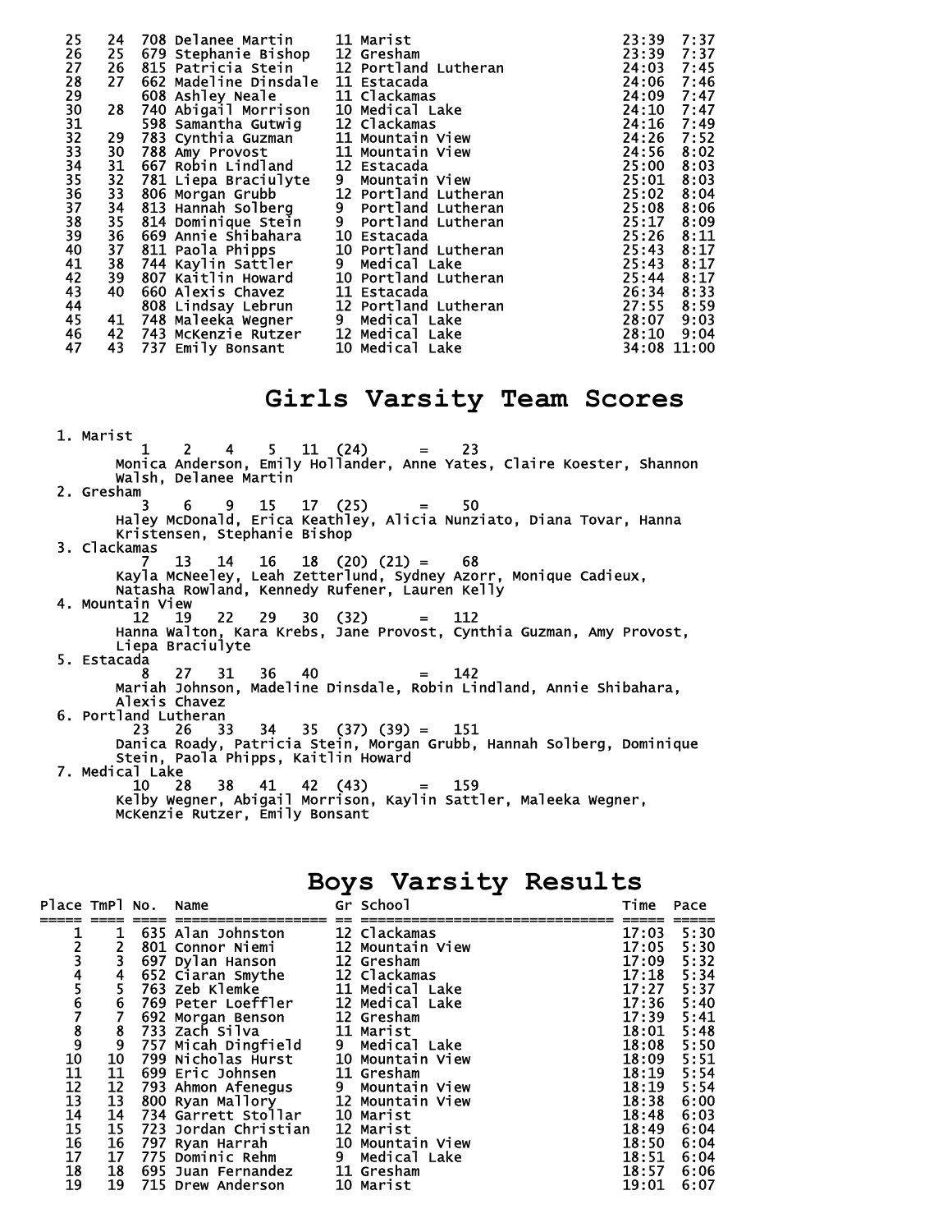| Place | TmPl | No. | Name | Gr | School | Time | Pace |
|---|---|---|---|---|---|---|---|
| 25 | 24 | 708 | Delanee Martin | 11 | Marist | 23:39 | 7:37 |
| 26 | 25 | 679 | Stephanie Bishop | 12 | Gresham | 23:39 | 7:37 |
| 27 | 26 | 815 | Patricia Stein | 12 | Portland Lutheran | 24:03 | 7:45 |
| 28 | 27 | 662 | Madeline Dinsdale | 11 | Estacada | 24:06 | 7:46 |
| 29 | | 608 | Ashley Neale | 11 | Clackamas | 24:09 | 7:47 |
| 30 | 28 | 740 | Abigail Morrison | 10 | Medical Lake | 24:10 | 7:47 |
| 31 | | 598 | Samantha Gutwig | 12 | Clackamas | 24:16 | 7:49 |
| 32 | 29 | 783 | Cynthia Guzman | 11 | Mountain View | 24:26 | 7:52 |
| 33 | 30 | 788 | Amy Provost | 11 | Mountain View | 24:56 | 8:02 |
| 34 | 31 | 667 | Robin Lindland | 12 | Estacada | 25:00 | 8:03 |
| 35 | 32 | 781 | Liepa Braciulyte | 9 | Mountain View | 25:01 | 8:03 |
| 36 | 33 | 806 | Morgan Grubb | 12 | Portland Lutheran | 25:02 | 8:04 |
| 37 | 34 | 813 | Hannah Solberg | 9 | Portland Lutheran | 25:08 | 8:06 |
| 38 | 35 | 814 | Dominique Stein | 9 | Portland Lutheran | 25:17 | 8:09 |
| 39 | 36 | 669 | Annie Shibahara | 10 | Estacada | 25:26 | 8:11 |
| 40 | 37 | 811 | Paola Phipps | 10 | Portland Lutheran | 25:43 | 8:17 |
| 41 | 38 | 744 | Kaylin Sattler | 9 | Medical Lake | 25:43 | 8:17 |
| 42 | 39 | 807 | Kaitlin Howard | 10 | Portland Lutheran | 25:44 | 8:17 |
| 43 | 40 | 660 | Alexis Chavez | 11 | Estacada | 26:34 | 8:33 |
| 44 | | 808 | Lindsay Lebrun | 12 | Portland Lutheran | 27:55 | 8:59 |
| 45 | 41 | 748 | Maleeka Wegner | 9 | Medical Lake | 28:07 | 9:03 |
| 46 | 42 | 743 | McKenzie Rutzer | 12 | Medical Lake | 28:10 | 9:04 |
| 47 | 43 | 737 | Emily Bonsant | 10 | Medical Lake | 34:08 | 11:00 |

# Girls Varsity Team Scores

1. Marist
   1 2 4 5 11 (24) = 23
   Monica Anderson, Emily Hollander, Anne Yates, Claire Koester, Shannon Walsh, Delanee Martin
2. Gresham
   3 6 9 15 17 (25) = 50
   Haley McDonald, Erica Keathley, Alicia Nunziato, Diana Tovar, Hanna Kristensen, Stephanie Bishop
3. Clackamas
   7 13 14 16 18 (20) (21) = 68
   Kayla McNeeley, Leah Zetterlund, Sydney Azorr, Monique Cadieux, Natasha Rowland, Kennedy Rufener, Lauren Kelly
4. Mountain View
   12 19 22 29 30 (32) = 112
   Hanna Walton, Kara Krebs, Jane Provost, Cynthia Guzman, Amy Provost, Liepa Braciulyte
5. Estacada
   8 27 31 36 40 = 142
   Mariah Johnson, Madeline Dinsdale, Robin Lindland, Annie Shibahara, Alexis Chavez
6. Portland Lutheran
   23 26 33 34 35 (37) (39) = 151
   Danica Roady, Patricia Stein, Morgan Grubb, Hannah Solberg, Dominique Stein, Paola Phipps, Kaitlin Howard
7. Medical Lake
   10 28 38 41 42 (43) = 159
   Kelby Wegner, Abigail Morrison, Kaylin Sattler, Maleeka Wegner, McKenzie Rutzer, Emily Bonsant

# Boys Varsity Results

| Place | TmPl | No. | Name | Gr | School | Time | Pace |
|---|---|---|---|---|---|---|---|
| 1 | 1 | 635 | Alan Johnston | 12 | Clackamas | 17:03 | 5:30 |
| 2 | 2 | 801 | Connor Niemi | 12 | Mountain View | 17:05 | 5:30 |
| 3 | 3 | 697 | Dylan Hanson | 12 | Gresham | 17:09 | 5:32 |
| 4 | 4 | 652 | Ciaran Smythe | 12 | Clackamas | 17:18 | 5:34 |
| 5 | 5 | 763 | Zeb Klemke | 11 | Medical Lake | 17:27 | 5:37 |
| 6 | 6 | 769 | Peter Loeffler | 12 | Medical Lake | 17:36 | 5:40 |
| 7 | 7 | 692 | Morgan Benson | 12 | Gresham | 17:39 | 5:41 |
| 8 | 8 | 733 | Zach Silva | 11 | Marist | 18:01 | 5:48 |
| 9 | 9 | 757 | Micah Dingfield | 9 | Medical Lake | 18:08 | 5:50 |
| 10 | 10 | 799 | Nicholas Hurst | 10 | Mountain View | 18:09 | 5:51 |
| 11 | 11 | 699 | Eric Johnsen | 11 | Gresham | 18:19 | 5:54 |
| 12 | 12 | 793 | Ahmon Afenegus | 9 | Mountain View | 18:19 | 5:54 |
| 13 | 13 | 800 | Ryan Mallory | 12 | Mountain View | 18:38 | 6:00 |
| 14 | 14 | 734 | Garrett Stollar | 10 | Marist | 18:48 | 6:03 |
| 15 | 15 | 723 | Jordan Christian | 12 | Marist | 18:49 | 6:04 |
| 16 | 16 | 797 | Ryan Harrah | 10 | Mountain View | 18:50 | 6:04 |
| 17 | 17 | 775 | Dominic Rehm | 9 | Medical Lake | 18:51 | 6:04 |
| 18 | 18 | 695 | Juan Fernandez | 11 | Gresham | 18:57 | 6:06 |
| 19 | 19 | 715 | Drew Anderson | 10 | Marist | 19:01 | 6:07 |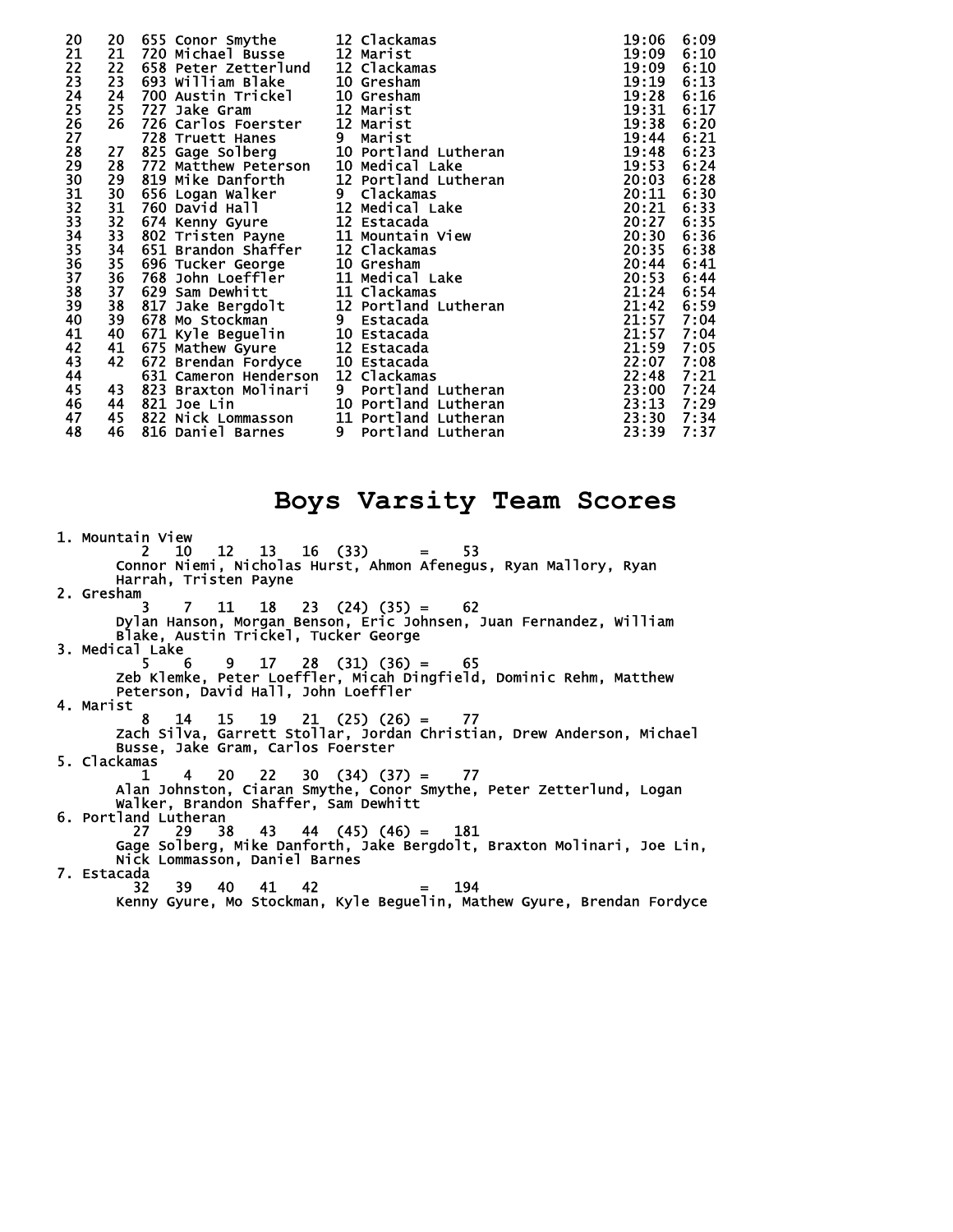| | | | | | | |
|---|---|---|---|---|---|---|
| 20 | 20 | 655 | Conor Smythe | 12 Clackamas | 19:06 | 6:09 |
| 21 | 21 | 720 | Michael Busse | 12 Marist | 19:09 | 6:10 |
| 22 | 22 | 658 | Peter Zetterlund | 12 Clackamas | 19:09 | 6:10 |
| 23 | 23 | 693 | William Blake | 10 Gresham | 19:19 | 6:13 |
| 24 | 24 | 700 | Austin Trickel | 10 Gresham | 19:28 | 6:16 |
| 25 | 25 | 727 | Jake Gram | 12 Marist | 19:31 | 6:17 |
| 26 | 26 | 726 | Carlos Foerster | 12 Marist | 19:38 | 6:20 |
| 27 | | 728 | Truett Hanes | 9 Marist | 19:44 | 6:21 |
| 28 | 27 | 825 | Gage Solberg | 10 Portland Lutheran | 19:48 | 6:23 |
| 29 | 28 | 772 | Matthew Peterson | 10 Medical Lake | 19:53 | 6:24 |
| 30 | 29 | 819 | Mike Danforth | 12 Portland Lutheran | 20:03 | 6:28 |
| 31 | 30 | 656 | Logan Walker | 9 Clackamas | 20:11 | 6:30 |
| 32 | 31 | 760 | David Hall | 12 Medical Lake | 20:21 | 6:33 |
| 33 | 32 | 674 | Kenny Gyure | 12 Estacada | 20:27 | 6:35 |
| 34 | 33 | 802 | Tristen Payne | 11 Mountain View | 20:30 | 6:36 |
| 35 | 34 | 651 | Brandon Shaffer | 12 Clackamas | 20:35 | 6:38 |
| 36 | 35 | 696 | Tucker George | 10 Gresham | 20:44 | 6:41 |
| 37 | 36 | 768 | John Loeffler | 11 Medical Lake | 20:53 | 6:44 |
| 38 | 37 | 629 | Sam Dewhitt | 11 Clackamas | 21:24 | 6:54 |
| 39 | 38 | 817 | Jake Bergdolt | 12 Portland Lutheran | 21:42 | 6:59 |
| 40 | 39 | 678 | Mo Stockman | 9 Estacada | 21:57 | 7:04 |
| 41 | 40 | 671 | Kyle Beguelin | 10 Estacada | 21:57 | 7:04 |
| 42 | 41 | 675 | Mathew Gyure | 12 Estacada | 21:59 | 7:05 |
| 43 | 42 | 672 | Brendan Fordyce | 10 Estacada | 22:07 | 7:08 |
| 44 | | 631 | Cameron Henderson | 12 Clackamas | 22:48 | 7:21 |
| 45 | 43 | 823 | Braxton Molinari | 9 Portland Lutheran | 23:00 | 7:24 |
| 46 | 44 | 821 | Joe Lin | 10 Portland Lutheran | 23:13 | 7:29 |
| 47 | 45 | 822 | Nick Lommasson | 11 Portland Lutheran | 23:30 | 7:34 |
| 48 | 46 | 816 | Daniel Barnes | 9 Portland Lutheran | 23:39 | 7:37 |

# Boys Varsity Team Scores

1. Mountain View
   2 10 12 13 16 (33) = 53
   Connor Niemi, Nicholas Hurst, Ahmon Afenegus, Ryan Mallory, Ryan Harrah, Tristen Payne
2. Gresham
   3 7 11 18 23 (24) (35) = 62
   Dylan Hanson, Morgan Benson, Eric Johnsen, Juan Fernandez, William Blake, Austin Trickel, Tucker George
3. Medical Lake
   5 6 9 17 28 (31) (36) = 65
   Zeb Klemke, Peter Loeffler, Micah Dingfield, Dominic Rehm, Matthew Peterson, David Hall, John Loeffler
4. Marist
   8 14 15 19 21 (25) (26) = 77
   Zach Silva, Garrett Stollar, Jordan Christian, Drew Anderson, Michael Busse, Jake Gram, Carlos Foerster
5. Clackamas
   1 4 20 22 30 (34) (37) = 77
   Alan Johnston, Ciaran Smythe, Conor Smythe, Peter Zetterlund, Logan Walker, Brandon Shaffer, Sam Dewhitt
6. Portland Lutheran
   27 29 38 43 44 (45) (46) = 181
   Gage Solberg, Mike Danforth, Jake Bergdolt, Braxton Molinari, Joe Lin, Nick Lommasson, Daniel Barnes
7. Estacada
   32 39 40 41 42 = 194
   Kenny Gyure, Mo Stockman, Kyle Beguelin, Mathew Gyure, Brendan Fordyce